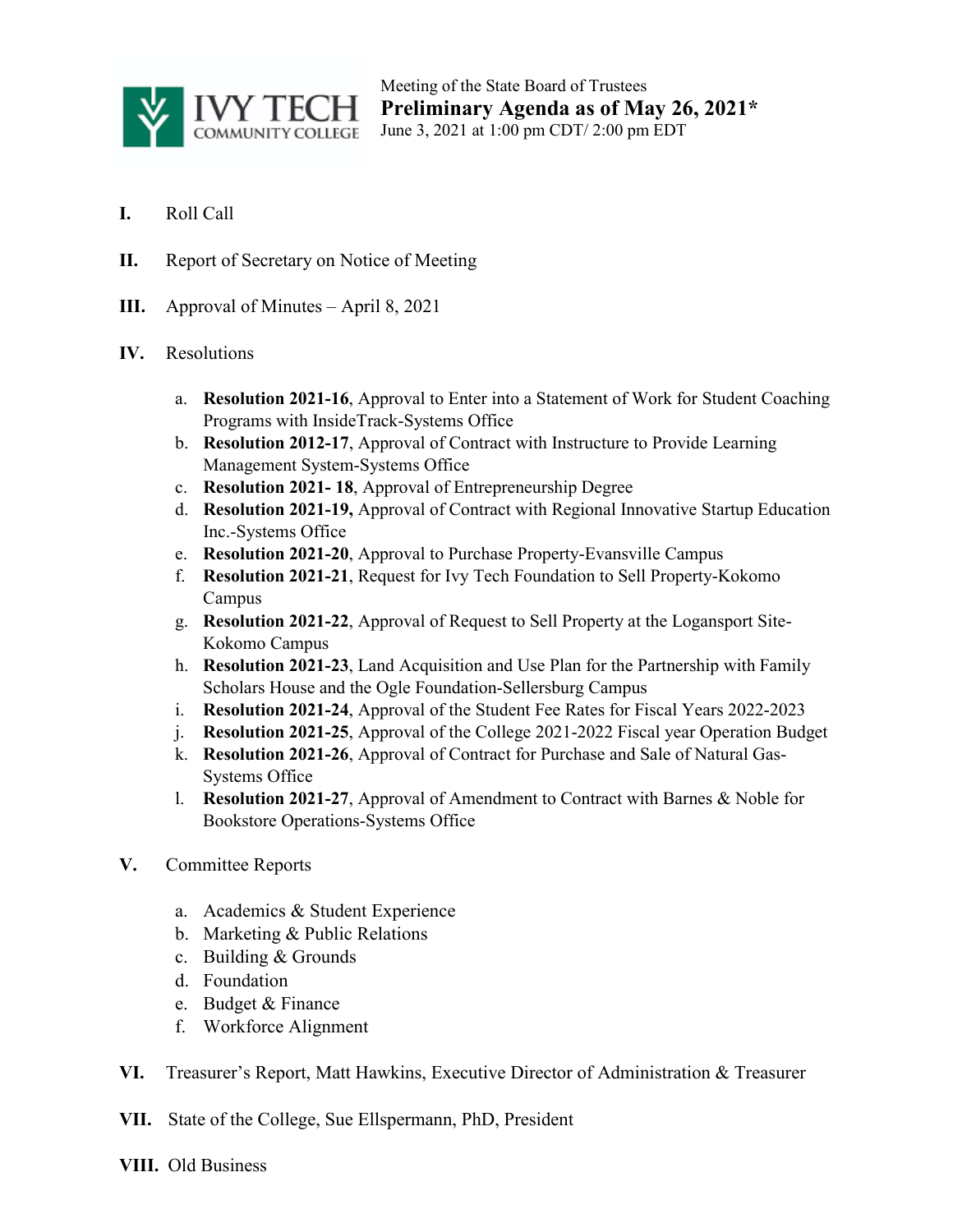Meeting of the State Board of Trustees

# Preliminary Agenda as of May 26, 2021*

June 3, 2021 at 1:00 pm CDT/ 2:00 pm EDT

**I.** Roll Call

**II.** Report of Secretary on Notice of Meeting

**III.** Approval of Minutes – April 8, 2021

**IV.** Resolutions

a. **Resolution 2021-16**, Approval to Enter into a Statement of Work for Student Coaching Programs with InsideTrack-Systems Office
b. **Resolution 2012-17**, Approval of Contract with Instructure to Provide Learning Management System-Systems Office
c. **Resolution 2021- 18**, Approval of Entrepreneurship Degree
d. **Resolution 2021-19,** Approval of Contract with Regional Innovative Startup Education Inc.-Systems Office
e. **Resolution 2021-20**, Approval to Purchase Property-Evansville Campus
f. **Resolution 2021-21**, Request for Ivy Tech Foundation to Sell Property-Kokomo Campus
g. **Resolution 2021-22**, Approval of Request to Sell Property at the Logansport Site-Kokomo Campus
h. **Resolution 2021-23**, Land Acquisition and Use Plan for the Partnership with Family Scholars House and the Ogle Foundation-Sellersburg Campus
i. **Resolution 2021-24**, Approval of the Student Fee Rates for Fiscal Years 2022-2023
j. **Resolution 2021-25**, Approval of the College 2021-2022 Fiscal year Operation Budget
k. **Resolution 2021-26**, Approval of Contract for Purchase and Sale of Natural Gas-Systems Office
l. **Resolution 2021-27**, Approval of Amendment to Contract with Barnes & Noble for Bookstore Operations-Systems Office

**V.** Committee Reports

a. Academics & Student Experience
b. Marketing & Public Relations
c. Building & Grounds
d. Foundation
e. Budget & Finance
f. Workforce Alignment

**VI.** Treasurer's Report, Matt Hawkins, Executive Director of Administration & Treasurer

**VII.** State of the College, Sue Ellspermann, PhD, President

**VIII.** Old Business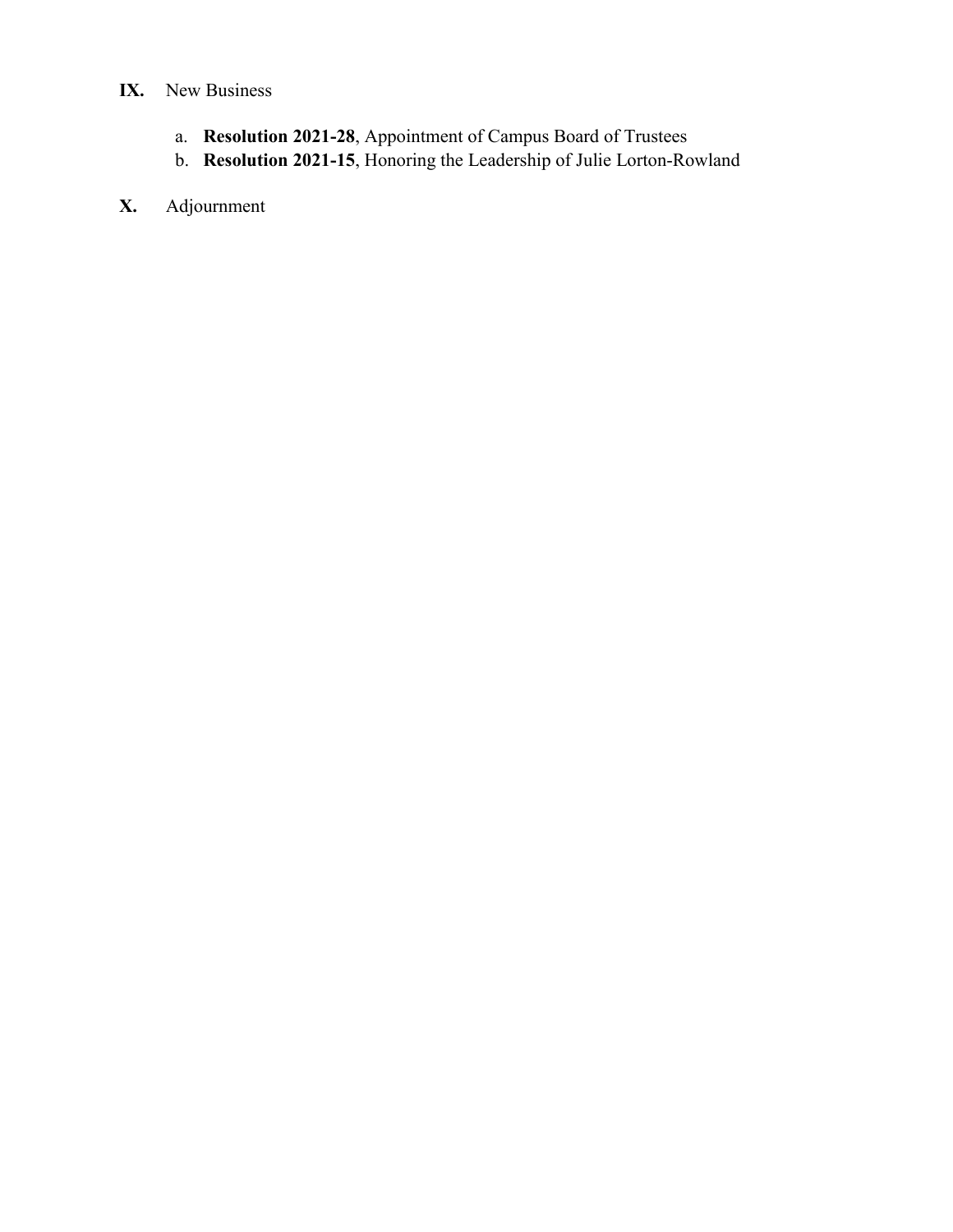**IX.** New Business

   a. **Resolution 2021-28**, Appointment of Campus Board of Trustees
   b. **Resolution 2021-15**, Honoring the Leadership of Julie Lorton-Rowland

**X.** Adjournment